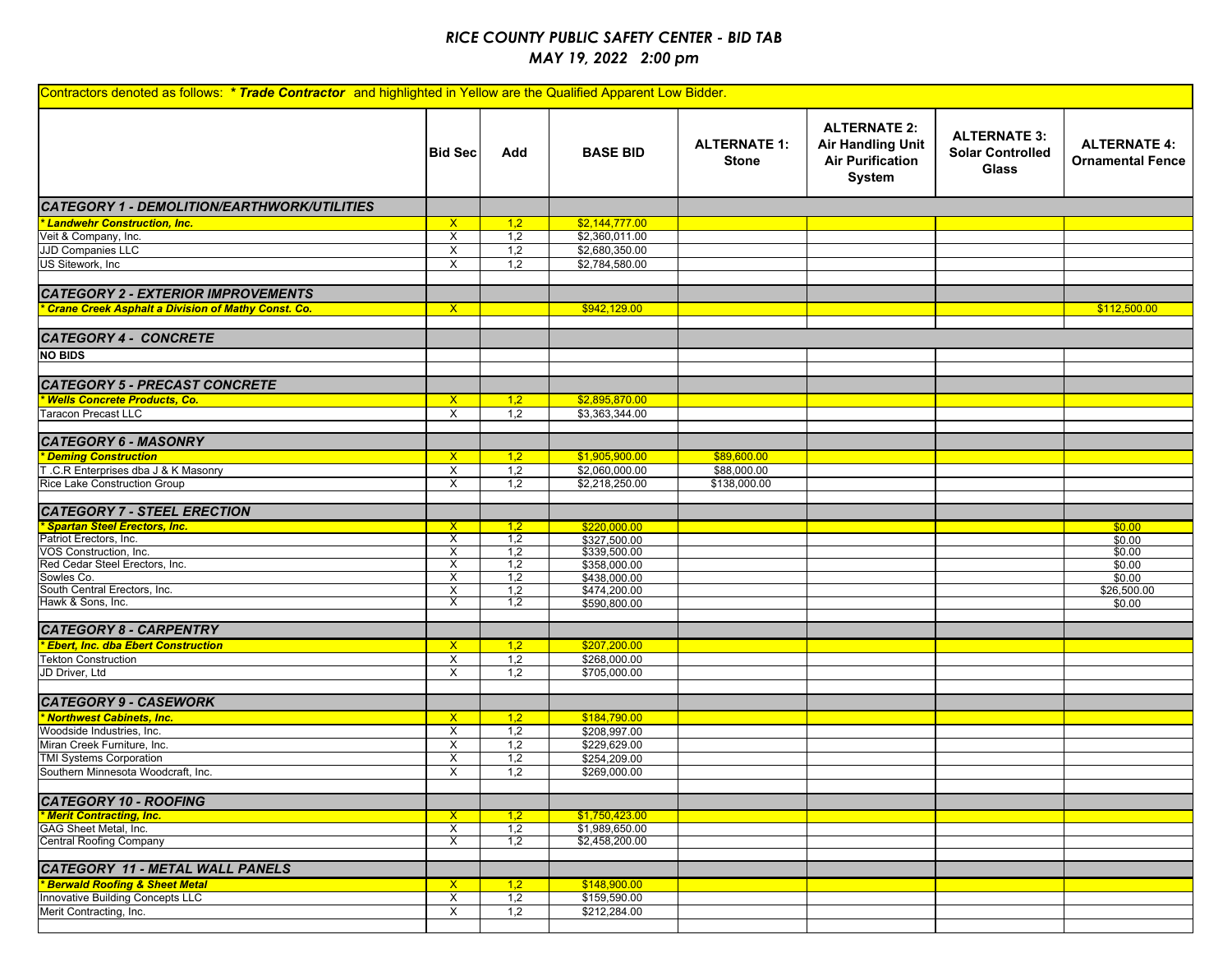# RICE COUNTY PUBLIC SAFETY CENTER - BID TAB

## MAY 19, 2022 2:00 pm

Contractors denoted as follows: *** Trade Contractor** and highlighted in Yellow are the Qualified Apparent Low Bidder.

| | Bid Sec | Add | BASE BID | ALTERNATE 1: Stone | ALTERNATE 2: Air Handling Unit Air Purification System | ALTERNATE 3: Solar Controlled Glass | ALTERNATE 4: Ornamental Fence |
|---|---|---|---|---|---|---|---|
| **CATEGORY 1 - DEMOLITION/EARTHWORK/UTILITIES** | | | | | | | |
| *** Landwehr Construction, Inc.** | X | 1,2 | $2,144,777.00 | | | | |
| Veit & Company, Inc. | X | 1,2 | $2,360,011.00 | | | | |
| JJD Companies LLC | X | 1,2 | $2,680,350.00 | | | | |
| US Sitework, Inc | X | 1,2 | $2,784,580.00 | | | | |
| **CATEGORY 2 - EXTERIOR IMPROVEMENTS** | | | | | | | |
| *** Crane Creek Asphalt a Division of Mathy Const. Co.** | X | | $942,129.00 | | | | $112,500.00 |
| **CATEGORY 4 - CONCRETE** | | | | | | | |
| **NO BIDS** | | | | | | | |
| **CATEGORY 5 - PRECAST CONCRETE** | | | | | | | |
| *** Wells Concrete Products, Co.** | X | 1,2 | $2,895,870.00 | | | | |
| Taracon Precast LLC | X | 1,2 | $3,363,344.00 | | | | |
| **CATEGORY 6 - MASONRY** | | | | | | | |
| *** Deming Construction** | X | 1,2 | $1,905,900.00 | $89,600.00 | | | |
| T .C.R Enterprises dba J & K Masonry | X | 1,2 | $2,060,000.00 | $88,000.00 | | | |
| Rice Lake Construction Group | X | 1,2 | $2,218,250.00 | $138,000.00 | | | |
| **CATEGORY 7 - STEEL ERECTION** | | | | | | | |
| *** Spartan Steel Erectors, Inc.** | X | 1,2 | $220,000.00 | | | | $0.00 |
| Patriot Erectors, Inc. | X | 1,2 | $327,500.00 | | | | $0.00 |
| VOS Construction, Inc. | X | 1,2 | $339,500.00 | | | | $0.00 |
| Red Cedar Steel Erectors, Inc. | X | 1,2 | $358,000.00 | | | | $0.00 |
| Sowles Co. | X | 1,2 | $438,000.00 | | | | $0.00 |
| South Central Erectors, Inc. | X | 1,2 | $474,200.00 | | | | $26,500.00 |
| Hawk & Sons, Inc. | X | 1,2 | $590,800.00 | | | | $0.00 |
| **CATEGORY 8 - CARPENTRY** | | | | | | | |
| *** Ebert, Inc. dba Ebert Construction** | X | 1,2 | $207,200.00 | | | | |
| Tekton Construction | X | 1,2 | $268,000.00 | | | | |
| JD Driver, Ltd | X | 1,2 | $705,000.00 | | | | |
| **CATEGORY 9 - CASEWORK** | | | | | | | |
| *** Northwest Cabinets, Inc.** | X | 1,2 | $184,790.00 | | | | |
| Woodside Industries, Inc. | X | 1,2 | $208,997.00 | | | | |
| Miran Creek Furniture, Inc. | X | 1,2 | $229,629.00 | | | | |
| TMI Systems Corporation | X | 1,2 | $254,209.00 | | | | |
| Southern Minnesota Woodcraft, Inc. | X | 1,2 | $269,000.00 | | | | |
| **CATEGORY 10 - ROOFING** | | | | | | | |
| *** Merit Contracting, Inc.** | X | 1,2 | $1,750,423.00 | | | | |
| GAG Sheet Metal, Inc. | X | 1,2 | $1,989,650.00 | | | | |
| Central Roofing Company | X | 1,2 | $2,458,200.00 | | | | |
| **CATEGORY 11 - METAL WALL PANELS** | | | | | | | |
| *** Berwald Roofing & Sheet Metal** | X | 1,2 | $148,900.00 | | | | |
| Innovative Building Concepts LLC | X | 1,2 | $159,590.00 | | | | |
| Merit Contracting, Inc. | X | 1,2 | $212,284.00 | | | | |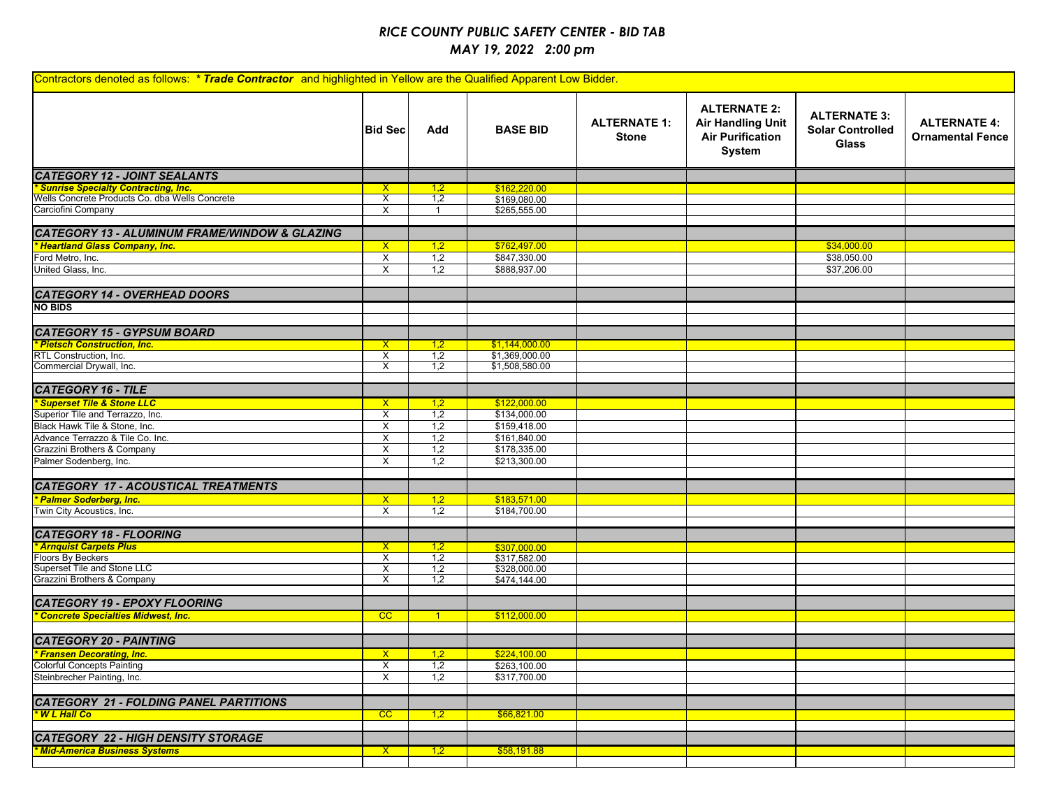*RICE COUNTY PUBLIC SAFETY CENTER - BID TAB*

*MAY 19, 2022 2:00 pm*

Contractors denoted as follows: ***\* Trade Contractor*** and highlighted in Yellow are the Qualified Apparent Low Bidder.

| | Bid Sec | Add | BASE BID | ALTERNATE 1: Stone | ALTERNATE 2: Air Handling Unit Air Purification System | ALTERNATE 3: Solar Controlled Glass | ALTERNATE 4: Ornamental Fence |
|---|---|---|---|---|---|---|---|
| ***CATEGORY 12 - JOINT SEALANTS*** | | | | | | | |
| ***\* Sunrise Specialty Contracting, Inc.*** | X | 1,2 | $162,220.00 | | | | |
| Wells Concrete Products Co. dba Wells Concrete | X | 1,2 | $169,080.00 | | | | |
| Carciofini Company | X | 1 | $265,555.00 | | | | |
| ***CATEGORY 13 - ALUMINUM FRAME/WINDOW & GLAZING*** | | | | | | | |
| ***\* Heartland Glass Company, Inc.*** | X | 1,2 | $762,497.00 | | | $34,000.00 | |
| Ford Metro, Inc. | X | 1,2 | $847,330.00 | | | $38,050.00 | |
| United Glass, Inc. | X | 1,2 | $888,937.00 | | | $37,206.00 | |
| ***CATEGORY 14 - OVERHEAD DOORS*** | | | | | | | |
| **NO BIDS** | | | | | | | |
| ***CATEGORY 15 - GYPSUM BOARD*** | | | | | | | |
| ***\* Pietsch Construction, Inc.*** | X | 1,2 | $1,144,000.00 | | | | |
| RTL Construction, Inc. | X | 1,2 | $1,369,000.00 | | | | |
| Commercial Drywall, Inc. | X | 1,2 | $1,508,580.00 | | | | |
| ***CATEGORY 16 - TILE*** | | | | | | | |
| ***\* Superset Tile & Stone LLC*** | X | 1,2 | $122,000.00 | | | | |
| Superior Tile and Terrazzo, Inc. | X | 1,2 | $134,000.00 | | | | |
| Black Hawk Tile & Stone, Inc. | X | 1,2 | $159,418.00 | | | | |
| Advance Terrazzo & Tile Co. Inc. | X | 1,2 | $161,840.00 | | | | |
| Grazzini Brothers & Company | X | 1,2 | $178,335.00 | | | | |
| Palmer Sodenberg, Inc. | X | 1,2 | $213,300.00 | | | | |
| ***CATEGORY 17 - ACOUSTICAL TREATMENTS*** | | | | | | | |
| ***\* Palmer Soderberg, Inc.*** | X | 1,2 | $183,571.00 | | | | |
| Twin City Acoustics, Inc. | X | 1,2 | $184,700.00 | | | | |
| ***CATEGORY 18 - FLOORING*** | | | | | | | |
| ***\* Arnquist Carpets Plus*** | X | 1,2 | $307,000.00 | | | | |
| Floors By Beckers | X | 1,2 | $317,582.00 | | | | |
| Superset Tile and Stone LLC | X | 1,2 | $328,000.00 | | | | |
| Grazzini Brothers & Company | X | 1,2 | $474,144.00 | | | | |
| ***CATEGORY 19 - EPOXY FLOORING*** | | | | | | | |
| ***\* Concrete Specialties Midwest, Inc.*** | CC | 1 | $112,000.00 | | | | |
| ***CATEGORY 20 - PAINTING*** | | | | | | | |
| ***\* Fransen Decorating, Inc.*** | X | 1,2 | $224,100.00 | | | | |
| Colorful Concepts Painting | X | 1,2 | $263,100.00 | | | | |
| Steinbrecher Painting, Inc. | X | 1,2 | $317,700.00 | | | | |
| ***CATEGORY 21 - FOLDING PANEL PARTITIONS*** | | | | | | | |
| ***\* W L Hall Co*** | CC | 1,2 | $66,821.00 | | | | |
| ***CATEGORY 22 - HIGH DENSITY STORAGE*** | | | | | | | |
| ***\* Mid-America Business Systems*** | X | 1,2 | $58,191.88 | | | | |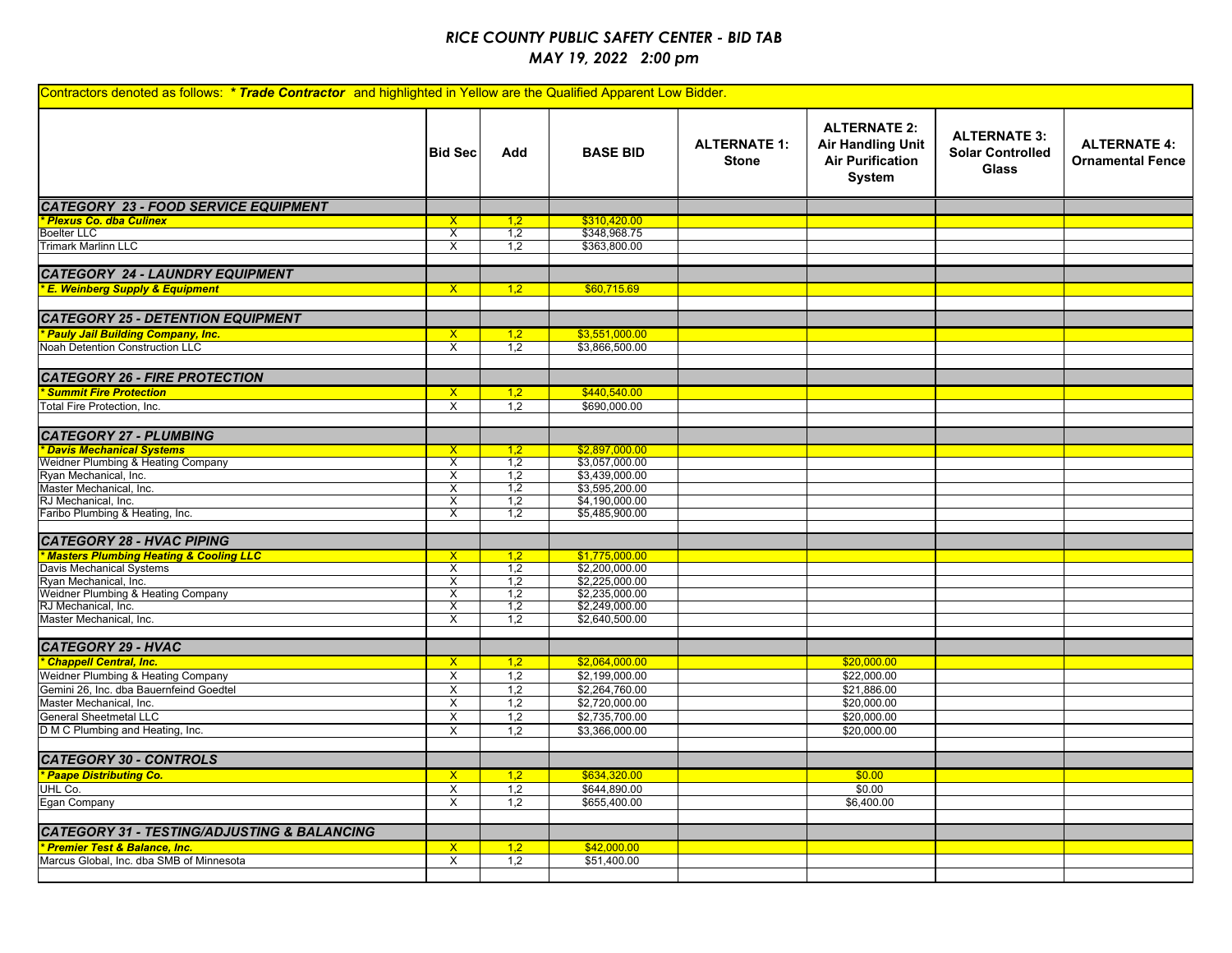*RICE COUNTY PUBLIC SAFETY CENTER - BID TAB*
*MAY 19, 2022 2:00 pm*

Contractors denoted as follows: *** Trade Contractor** and highlighted in Yellow are the Qualified Apparent Low Bidder.

| | Bid Sec | Add | BASE BID | ALTERNATE 1: Stone | ALTERNATE 2: Air Handling Unit Air Purification System | ALTERNATE 3: Solar Controlled Glass | ALTERNATE 4: Ornamental Fence |
|---|---|---|---|---|---|---|---|
| ***CATEGORY 23 - FOOD SERVICE EQUIPMENT*** | | | | | | | |
| *** Plexus Co. dba Culinex*** | X | 1,2 | $310,420.00 | | | | |
| Boelter LLC | X | 1,2 | $348,968.75 | | | | |
| Trimark Marlinn LLC | X | 1,2 | $363,800.00 | | | | |
| ***CATEGORY 24 - LAUNDRY EQUIPMENT*** | | | | | | | |
| *** E. Weinberg Supply & Equipment*** | X | 1,2 | $60,715.69 | | | | |
| ***CATEGORY 25 - DETENTION EQUIPMENT*** | | | | | | | |
| *** Pauly Jail Building Company, Inc.*** | X | 1,2 | $3,551,000.00 | | | | |
| Noah Detention Construction LLC | X | 1,2 | $3,866,500.00 | | | | |
| ***CATEGORY 26 - FIRE PROTECTION*** | | | | | | | |
| *** Summit Fire Protection*** | X | 1,2 | $440,540.00 | | | | |
| Total Fire Protection, Inc. | X | 1,2 | $690,000.00 | | | | |
| ***CATEGORY 27 - PLUMBING*** | | | | | | | |
| *** Davis Mechanical Systems*** | X | 1,2 | $2,897,000.00 | | | | |
| Weidner Plumbing & Heating Company | X | 1,2 | $3,057,000.00 | | | | |
| Ryan Mechanical, Inc. | X | 1,2 | $3,439,000.00 | | | | |
| Master Mechanical, Inc. | X | 1,2 | $3,595,200.00 | | | | |
| RJ Mechanical, Inc. | X | 1,2 | $4,190,000.00 | | | | |
| Faribo Plumbing & Heating, Inc. | X | 1,2 | $5,485,900.00 | | | | |
| ***CATEGORY 28 - HVAC PIPING*** | | | | | | | |
| *** Masters Plumbing Heating & Cooling LLC*** | X | 1,2 | $1,775,000.00 | | | | |
| Davis Mechanical Systems | X | 1,2 | $2,200,000.00 | | | | |
| Ryan Mechanical, Inc. | X | 1,2 | $2,225,000.00 | | | | |
| Weidner Plumbing & Heating Company | X | 1,2 | $2,235,000.00 | | | | |
| RJ Mechanical, Inc. | X | 1,2 | $2,249,000.00 | | | | |
| Master Mechanical, Inc. | X | 1,2 | $2,640,500.00 | | | | |
| ***CATEGORY 29 - HVAC*** | | | | | | | |
| *** Chappell Central, Inc.*** | X | 1,2 | $2,064,000.00 | | $20,000.00 | | |
| Weidner Plumbing & Heating Company | X | 1,2 | $2,199,000.00 | | $22,000.00 | | |
| Gemini 26, Inc. dba Bauernfeind Goedtel | X | 1,2 | $2,264,760.00 | | $21,886.00 | | |
| Master Mechanical, Inc. | X | 1,2 | $2,720,000.00 | | $20,000.00 | | |
| General Sheetmetal LLC | X | 1,2 | $2,735,700.00 | | $20,000.00 | | |
| D M C Plumbing and Heating, Inc. | X | 1,2 | $3,366,000.00 | | $20,000.00 | | |
| ***CATEGORY 30 - CONTROLS*** | | | | | | | |
| *** Paape Distributing Co.*** | X | 1,2 | $634,320.00 | | $0.00 | | |
| UHL Co. | X | 1,2 | $644,890.00 | | $0.00 | | |
| Egan Company | X | 1,2 | $655,400.00 | | $6,400.00 | | |
| ***CATEGORY 31 - TESTING/ADJUSTING & BALANCING*** | | | | | | | |
| *** Premier Test & Balance, Inc.*** | X | 1,2 | $42,000.00 | | | | |
| Marcus Global, Inc. dba SMB of Minnesota | X | 1,2 | $51,400.00 | | | | |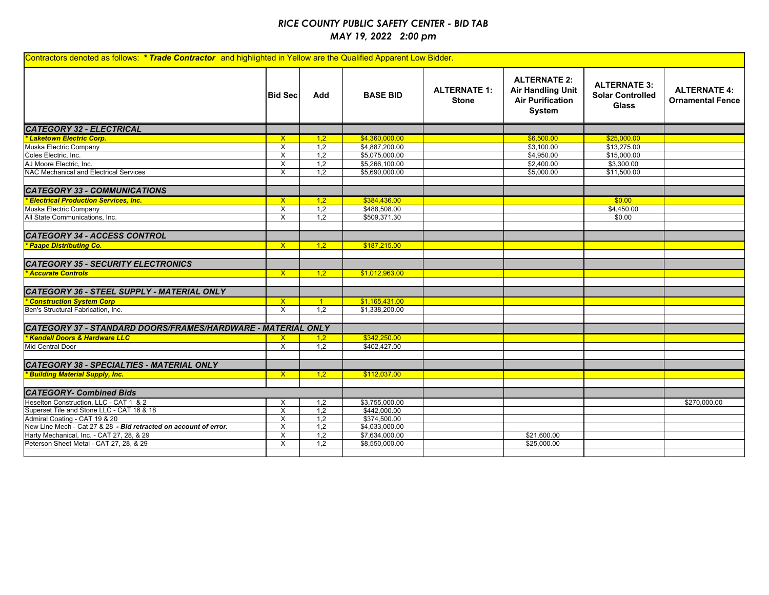## RICE COUNTY PUBLIC SAFETY CENTER - BID TAB
## MAY 19, 2022 2:00 pm

Contractors denoted as follows: *** Trade Contractor** and highlighted in Yellow are the Qualified Apparent Low Bidder.

| | Bid Sec | Add | BASE BID | ALTERNATE 1: Stone | ALTERNATE 2: Air Handling Unit Air Purification System | ALTERNATE 3: Solar Controlled Glass | ALTERNATE 4: Ornamental Fence |
|---|---|---|---|---|---|---|---|
| ***CATEGORY 32 - ELECTRICAL*** | | | | | | | |
| ***\* Laketown Electric Corp.*** | X | 1,2 | $4,360,000.00 | | $6,500.00 | $25,000.00 | |
| Muska Electric Company | X | 1,2 | $4,887,200.00 | | $3,100.00 | $13,275.00 | |
| Coles Electric, Inc. | X | 1,2 | $5,075,000.00 | | $4,950.00 | $15,000.00 | |
| AJ Moore Electric, Inc. | X | 1,2 | $5,266,100.00 | | $2,400.00 | $3,300.00 | |
| NAC Mechanical and Electrical Services | X | 1,2 | $5,690,000.00 | | $5,000.00 | $11,500.00 | |
| ***CATEGORY 33 - COMMUNICATIONS*** | | | | | | | |
| ***\* Electrical Production Services, Inc.*** | X | 1,2 | $384,436.00 | | | $0.00 | |
| Muska Electric Company | X | 1,2 | $488,508.00 | | | $4,450.00 | |
| All State Communications, Inc. | X | 1,2 | $509,371.30 | | | $0.00 | |
| ***CATEGORY 34 - ACCESS CONTROL*** | | | | | | | |
| ***\* Paape Distributing Co.*** | X | 1,2 | $187,215.00 | | | | |
| ***CATEGORY 35 - SECURITY ELECTRONICS*** | | | | | | | |
| ***\* Accurate Controls*** | X | 1,2 | $1,012,963.00 | | | | |
| ***CATEGORY 36 - STEEL SUPPLY - MATERIAL ONLY*** | | | | | | | |
| ***\* Construction System Corp*** | X | 1 | $1,165,431.00 | | | | |
| Ben's Structural Fabrication, Inc. | X | 1,2 | $1,338,200.00 | | | | |
| ***CATEGORY 37 - STANDARD DOORS/FRAMES/HARDWARE - MATERIAL ONLY*** | | | | | | | |
| ***\* Kendell Doors & Hardware LLC*** | X | 1,2 | $342,250.00 | | | | |
| Mid Central Door | X | 1,2 | $402,427.00 | | | | |
| ***CATEGORY 38 - SPECIALTIES - MATERIAL ONLY*** | | | | | | | |
| ***\* Building Material Supply, Inc.*** | X | 1,2 | $112,037.00 | | | | |
| ***CATEGORY- Combined Bids*** | | | | | | | |
| Heselton Construction, LLC - CAT 1 & 2 | X | 1,2 | $3,755,000.00 | | | | $270,000.00 |
| Superset Tile and Stone LLC - CAT 16 & 18 | X | 1,2 | $442,000.00 | | | | |
| Admiral Coating - CAT 19 & 20 | X | 1,2 | $374,500.00 | | | | |
| New Line Mech - Cat 27 & 28 ***- Bid retracted on account of error.*** | X | 1,2 | $4,033,000.00 | | | | |
| Harty Mechanical, Inc. - CAT 27, 28, & 29 | X | 1,2 | $7,634,000.00 | | $21,600.00 | | |
| Peterson Sheet Metal - CAT 27, 28, & 29 | X | 1,2 | $8,550,000.00 | | $25,000.00 | | |